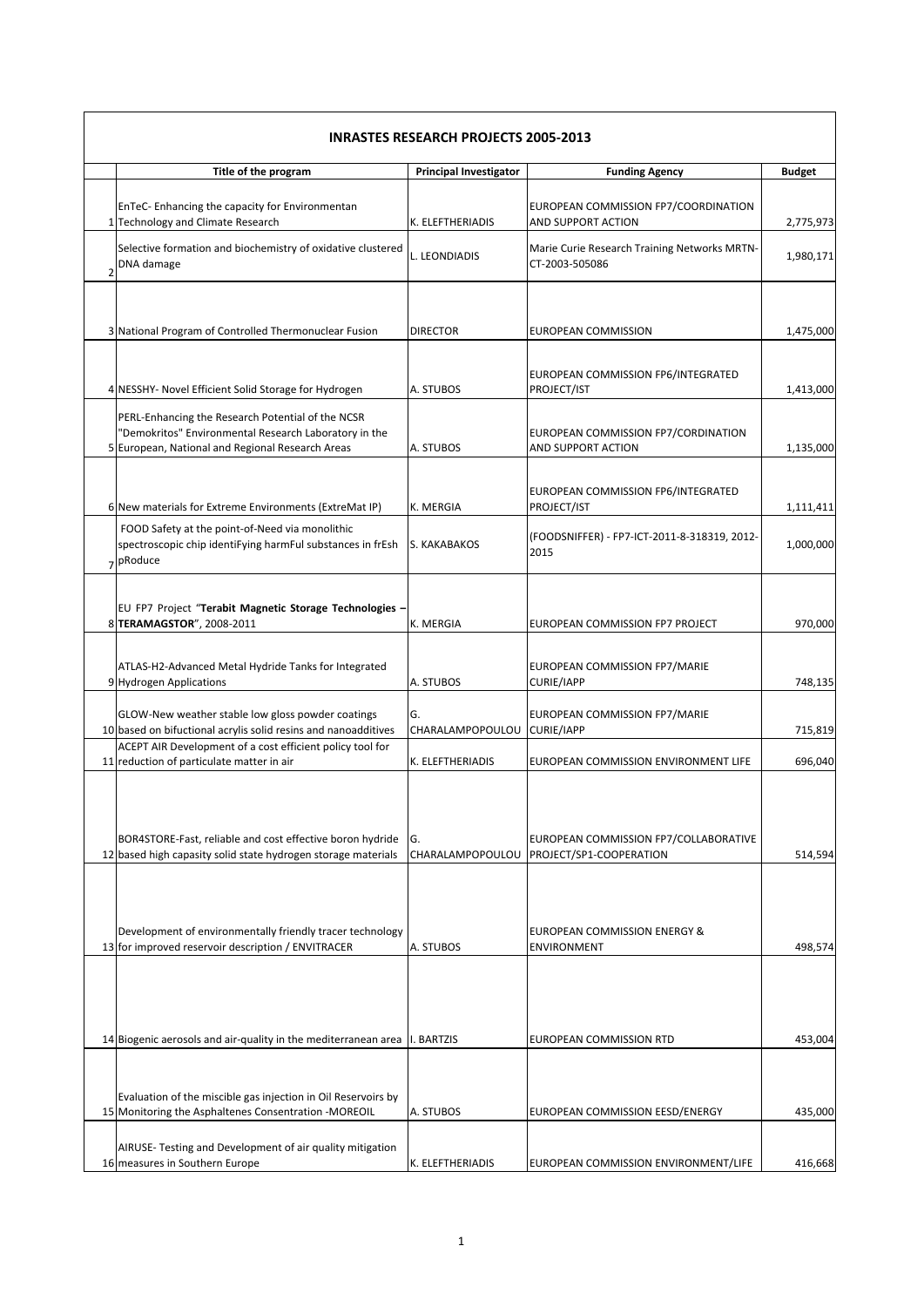| | INRASTES RESEARCH PROJECTS 2005-2013 | | | |
|---|---|---|---|---|
| | **Title of the program** | **Principal Investigator** | **Funding Agency** | **Budget** |
| 1 | EnTeC- Enhancing the capacity for Environmentan Technology and Climate Research | K. ELEFTHERIADIS | EUROPEAN COMMISSION FP7/COORDINATION AND SUPPORT ACTION | 2,775,973 |
| 2 | Selective formation and biochemistry of oxidative clustered DNA damage | L. LEONDIADIS | Marie Curie Research Training Networks MRTN-CT-2003-505086 | 1,980,171 |
| 3 | National Program of Controlled Thermonuclear Fusion | DIRECTOR | EUROPEAN COMMISSION | 1,475,000 |
| 4 | NESSHY- Novel Efficient Solid Storage for Hydrogen | A. STUBOS | EUROPEAN COMMISSION FP6/INTEGRATED PROJECT/IST | 1,413,000 |
| 5 | PERL-Enhancing the Research Potential of the NCSR "Demokritos" Environmental Research Laboratory in the European, National and Regional Research Areas | A. STUBOS | EUROPEAN COMMISSION FP7/CORDINATION AND SUPPORT ACTION | 1,135,000 |
| 6 | New materials for Extreme Environments (ExtreMat IP) | K. MERGIA | EUROPEAN COMMISSION FP6/INTEGRATED PROJECT/IST | 1,111,411 |
| 7 | FOOD Safety at the point-of-Need via monolithic spectroscopic chip identiFying harmFul substances in frEsh pRoduce | S. KAKABAKOS | (FOODSNIFFER) - FP7-ICT-2011-8-318319, 2012-2015 | 1,000,000 |
| 8 | EU FP7 Project "**Terabit Magnetic Storage Technologies – TERAMAGSTOR**", 2008-2011 | K. MERGIA | EUROPEAN COMMISSION FP7 PROJECT | 970,000 |
| 9 | ATLAS-H2-Advanced Metal Hydride Tanks for Integrated Hydrogen Applications | A. STUBOS | EUROPEAN COMMISSION FP7/MARIE CURIE/IAPP | 748,135 |
| 10 | GLOW-New weather stable low gloss powder coatings based on bifuctional acrylis solid resins and nanoadditives | G. CHARALAMPOPOULOU | EUROPEAN COMMISSION FP7/MARIE CURIE/IAPP | 715,819 |
| 11 | ACEPT AIR Development of a cost efficient policy tool for reduction of particulate matter in air | K. ELEFTHERIADIS | EUROPEAN COMMISSION ENVIRONMENT LIFE | 696,040 |
| 12 | BOR4STORE-Fast, reliable and cost effective boron hydride based high capasity solid state hydrogen storage materials | G. CHARALAMPOPOULOU | EUROPEAN COMMISSION FP7/COLLABORATIVE PROJECT/SP1-COOPERATION | 514,594 |
| 13 | Development of environmentally friendly tracer technology for improved reservoir description / ENVITRACER | A. STUBOS | EUROPEAN COMMISSION ENERGY & ENVIRONMENT | 498,574 |
| 14 | Biogenic aerosols and air-quality in the mediterranean area | I. BARTZIS | EUROPEAN COMMISSION RTD | 453,004 |
| 15 | Evaluation of the miscible gas injection in Oil Reservoirs by Monitoring the Asphaltenes Consentration -MOREOIL | A. STUBOS | EUROPEAN COMMISSION EESD/ENERGY | 435,000 |
| 16 | AIRUSE- Testing and Development of air quality mitigation measures in Southern Europe | K. ELEFTHERIADIS | EUROPEAN COMMISSION ENVIRONMENT/LIFE | 416,668 |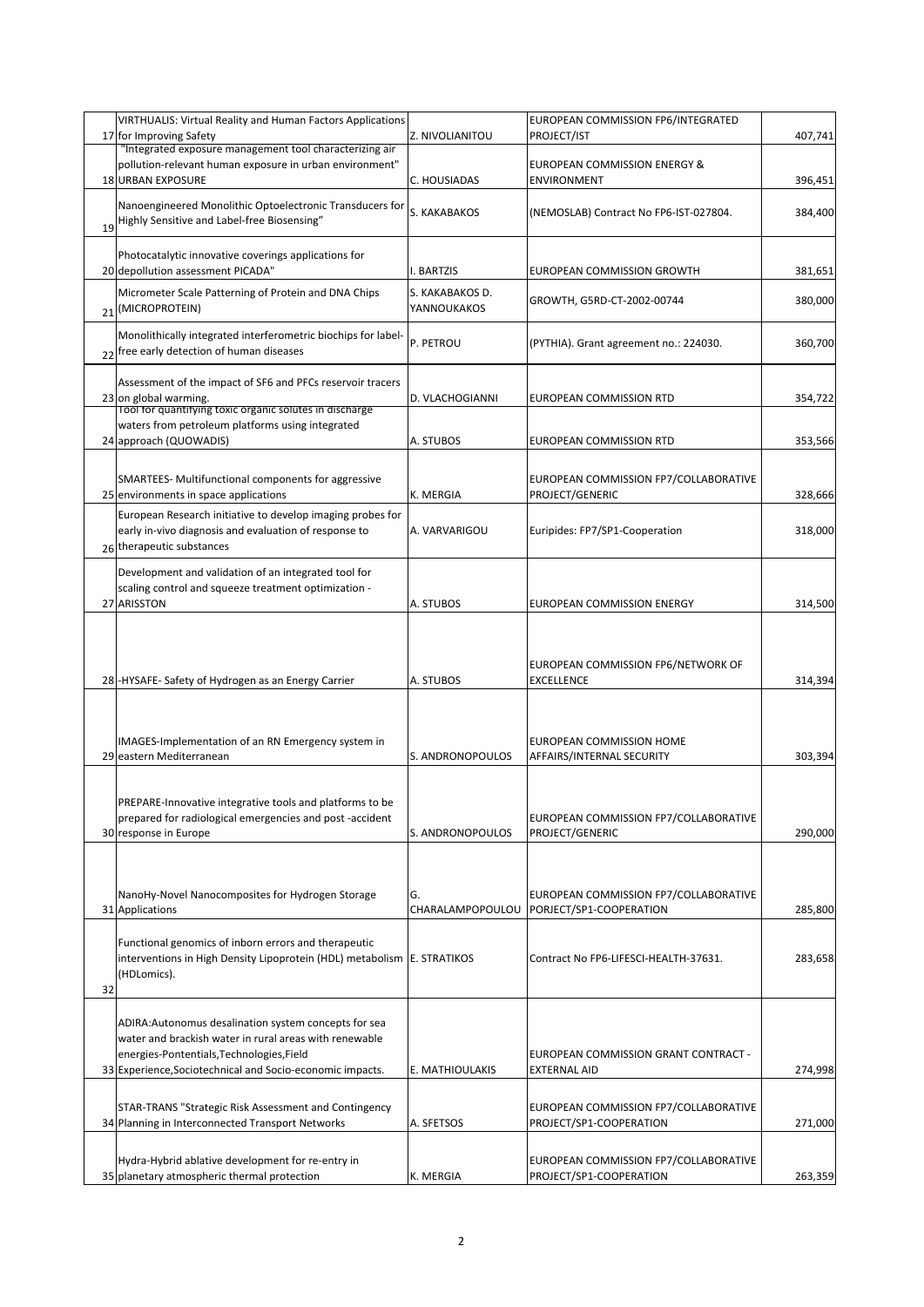| | | | | |
|---|---|---|---|---|
| 17 | VIRTHUALIS: Virtual Reality and Human Factors Applications for Improving Safety | Z. NIVOLIANITOU | EUROPEAN COMMISSION FP6/INTEGRATED PROJECT/IST | 407,741 |
| 18 | "Integrated exposure management tool characterizing air pollution-relevant human exposure in urban environment" URBAN EXPOSURE | C. HOUSIADAS | EUROPEAN COMMISSION ENERGY & ENVIRONMENT | 396,451 |
| 19 | Nanoengineered Monolithic Optoelectronic Transducers for Highly Sensitive and Label-free Biosensing" | S. KAKABAKOS | (NEMOSLAB) Contract No FP6-IST-027804. | 384,400 |
| 20 | Photocatalytic innovative coverings applications for depollution assessment PICADA" | I. BARTZIS | EUROPEAN COMMISSION GROWTH | 381,651 |
| 21 | Micrometer Scale Patterning of Protein and DNA Chips (MICROPROTEIN) | S. KAKABAKOS D. YANNOUKAKOS | GROWTH, G5RD-CT-2002-00744 | 380,000 |
| 22 | Monolithically integrated interferometric biochips for label-free early detection of human diseases | P. PETROU | (PYTHIA). Grant agreement no.: 224030. | 360,700 |
| 23 | Assessment of the impact of SF6 and PFCs reservoir tracers on global warming. | D. VLACHOGIANNI | EUROPEAN COMMISSION RTD | 354,722 |
| 24 | Tool for quantifying toxic organic solutes in discharge waters from petroleum platforms using integrated approach (QUOWADIS) | A. STUBOS | EUROPEAN COMMISSION RTD | 353,566 |
| 25 | SMARTEES- Multifunctional components for aggressive environments in space applications | K. MERGIA | EUROPEAN COMMISSION FP7/COLLABORATIVE PROJECT/GENERIC | 328,666 |
| 26 | European Research initiative to develop imaging probes for early in-vivo diagnosis and evaluation of response to therapeutic substances | A. VARVARIGOU | Euripides: FP7/SP1-Cooperation | 318,000 |
| 27 | Development and validation of an integrated tool for scaling control and squeeze treatment optimization - ARISSTON | A. STUBOS | EUROPEAN COMMISSION ENERGY | 314,500 |
| 28 | -HYSAFE- Safety of Hydrogen as an Energy Carrier | A. STUBOS | EUROPEAN COMMISSION FP6/NETWORK OF EXCELLENCE | 314,394 |
| 29 | IMAGES-Implementation of an RN Emergency system in eastern Mediterranean | S. ANDRONOPOULOS | EUROPEAN COMMISSION HOME AFFAIRS/INTERNAL SECURITY | 303,394 |
| 30 | PREPARE-Innovative integrative tools and platforms to be prepared for radiological emergencies and post -accident response in Europe | S. ANDRONOPOULOS | EUROPEAN COMMISSION FP7/COLLABORATIVE PROJECT/GENERIC | 290,000 |
| 31 | NanoHy-Novel Nanocomposites for Hydrogen Storage Applications | G. CHARALAMPOPOULOU | EUROPEAN COMMISSION FP7/COLLABORATIVE PORJECT/SP1-COOPERATION | 285,800 |
| 32 | Functional genomics of inborn errors and therapeutic interventions in High Density Lipoprotein (HDL) metabolism (HDLomics). | E. STRATIKOS | Contract No FP6-LIFESCI-HEALTH-37631. | 283,658 |
| 33 | ADIRA:Autonomus desalination system concepts for sea water and brackish water in rural areas with renewable energies-Pontentials,Technologies,Field Experience,Sociotechnical and Socio-economic impacts. | E. MATHIOULAKIS | EUROPEAN COMMISSION GRANT CONTRACT - EXTERNAL AID | 274,998 |
| 34 | STAR-TRANS "Strategic Risk Assessment and Contingency Planning in Interconnected Transport Networks | A. SFETSOS | EUROPEAN COMMISSION FP7/COLLABORATIVE PROJECT/SP1-COOPERATION | 271,000 |
| 35 | Hydra-Hybrid ablative development for re-entry in planetary atmospheric thermal protection | K. MERGIA | EUROPEAN COMMISSION FP7/COLLABORATIVE PROJECT/SP1-COOPERATION | 263,359 |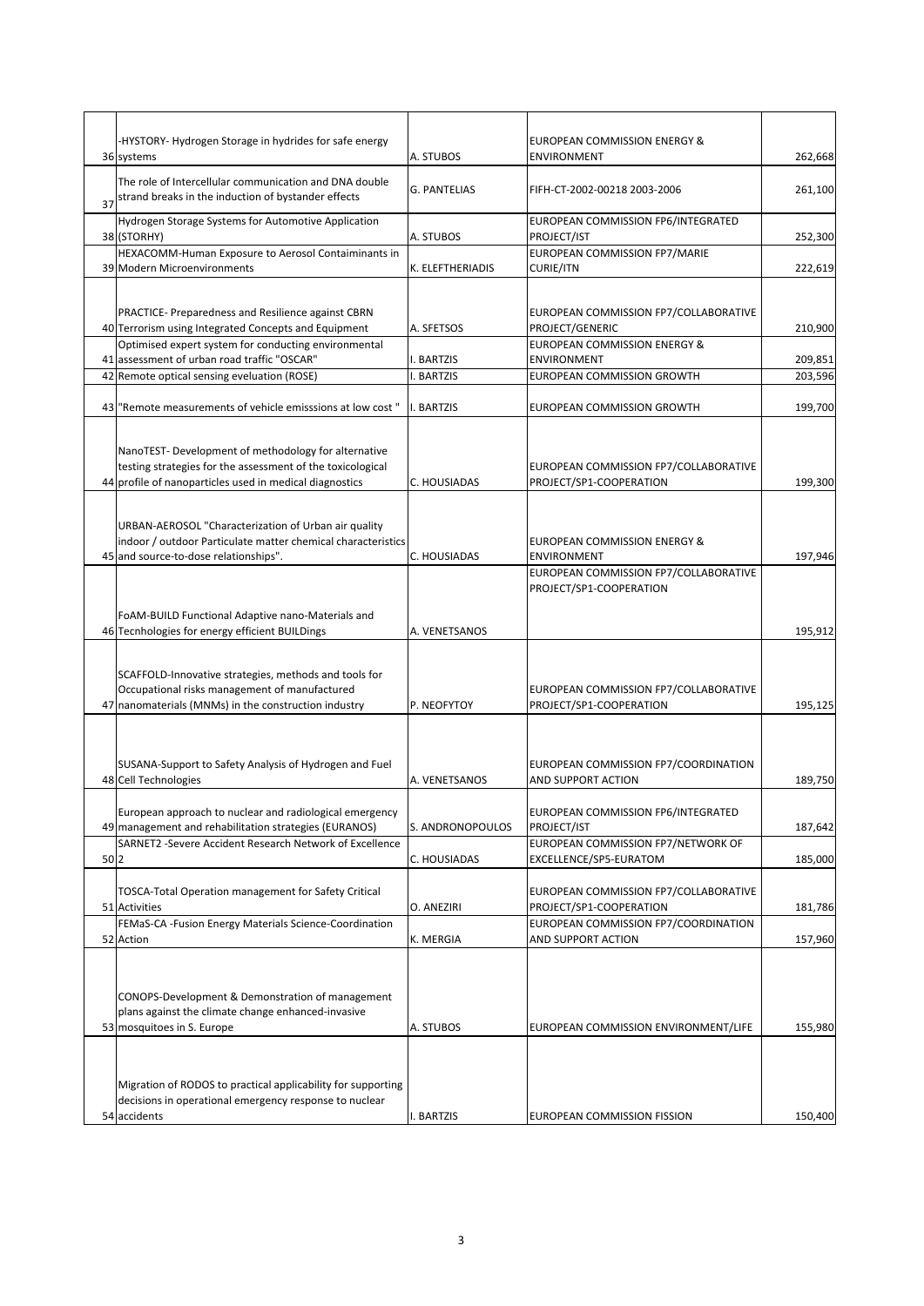| | | | | |
|---|---|---|---|---|
| 36 | -HYSTORY- Hydrogen Storage in hydrides for safe energy systems | A. STUBOS | EUROPEAN COMMISSION ENERGY & ENVIRONMENT | 262,668 |
| 37 | The role of Intercellular communication and DNA double strand breaks in the induction of bystander effects | G. PANTELIAS | FIFH-CT-2002-00218 2003-2006 | 261,100 |
| 38 | Hydrogen Storage Systems for Automotive Application (STORHY) | A. STUBOS | EUROPEAN COMMISSION FP6/INTEGRATED PROJECT/IST | 252,300 |
| 39 | HEXACOMM-Human Exposure to Aerosol Contaiminants in Modern Microenvironments | K. ELEFTHERIADIS | EUROPEAN COMMISSION FP7/MARIE CURIE/ITN | 222,619 |
| 40 | PRACTICE- Preparedness and Resilience against CBRN Terrorism using Integrated Concepts and Equipment | A. SFETSOS | EUROPEAN COMMISSION FP7/COLLABORATIVE PROJECT/GENERIC | 210,900 |
| 41 | Optimised expert system for conducting environmental assessment of urban road traffic "OSCAR" | I. BARTZIS | EUROPEAN COMMISSION ENERGY & ENVIRONMENT | 209,851 |
| 42 | Remote optical sensing eveluation (ROSE) | I. BARTZIS | EUROPEAN COMMISSION GROWTH | 203,596 |
| 43 | "Remote measurements of vehicle emisssions at low cost " | I. BARTZIS | EUROPEAN COMMISSION GROWTH | 199,700 |
| 44 | NanoTEST- Development of methodology for alternative testing strategies for the assessment of the toxicological profile of nanoparticles used in medical diagnostics | C. HOUSIADAS | EUROPEAN COMMISSION FP7/COLLABORATIVE PROJECT/SP1-COOPERATION | 199,300 |
| 45 | URBAN-AEROSOL "Characterization of Urban air quality indoor / outdoor Particulate matter chemical characteristics and source-to-dose relationships". | C. HOUSIADAS | EUROPEAN COMMISSION ENERGY & ENVIRONMENT | 197,946 |
| 46 | FoAM-BUILD Functional Adaptive nano-Materials and Tecnhologies for energy efficient BUILDings | A. VENETSANOS | EUROPEAN COMMISSION FP7/COLLABORATIVE PROJECT/SP1-COOPERATION | 195,912 |
| 47 | SCAFFOLD-Innovative strategies, methods and tools for Occupational risks management of manufactured nanomaterials (MNMs) in the construction industry | P. NEOFYTOY | EUROPEAN COMMISSION FP7/COLLABORATIVE PROJECT/SP1-COOPERATION | 195,125 |
| 48 | SUSANA-Support to Safety Analysis of Hydrogen and Fuel Cell Technologies | A. VENETSANOS | EUROPEAN COMMISSION FP7/COORDINATION AND SUPPORT ACTION | 189,750 |
| 49 | European approach to nuclear and radiological emergency management and rehabilitation strategies (EURANOS) | S. ANDRONOPOULOS | EUROPEAN COMMISSION FP6/INTEGRATED PROJECT/IST | 187,642 |
| 50 | SARNET2 -Severe Accident Research Network of Excellence 2 | C. HOUSIADAS | EUROPEAN COMMISSION FP7/NETWORK OF EXCELLENCE/SP5-EURATOM | 185,000 |
| 51 | TOSCA-Total Operation management for Safety Critical Activities | O. ANEZIRI | EUROPEAN COMMISSION FP7/COLLABORATIVE PROJECT/SP1-COOPERATION | 181,786 |
| 52 | FEMaS-CA -Fusion Energy Materials Science-Coordination Action | K. MERGIA | EUROPEAN COMMISSION FP7/COORDINATION AND SUPPORT ACTION | 157,960 |
| 53 | CONOPS-Development & Demonstration of management plans against the climate change enhanced-invasive mosquitoes in S. Europe | A. STUBOS | EUROPEAN COMMISSION ENVIRONMENT/LIFE | 155,980 |
| 54 | Migration of RODOS to practical applicability for supporting decisions in operational emergency response to nuclear accidents | I. BARTZIS | EUROPEAN COMMISSION FISSION | 150,400 |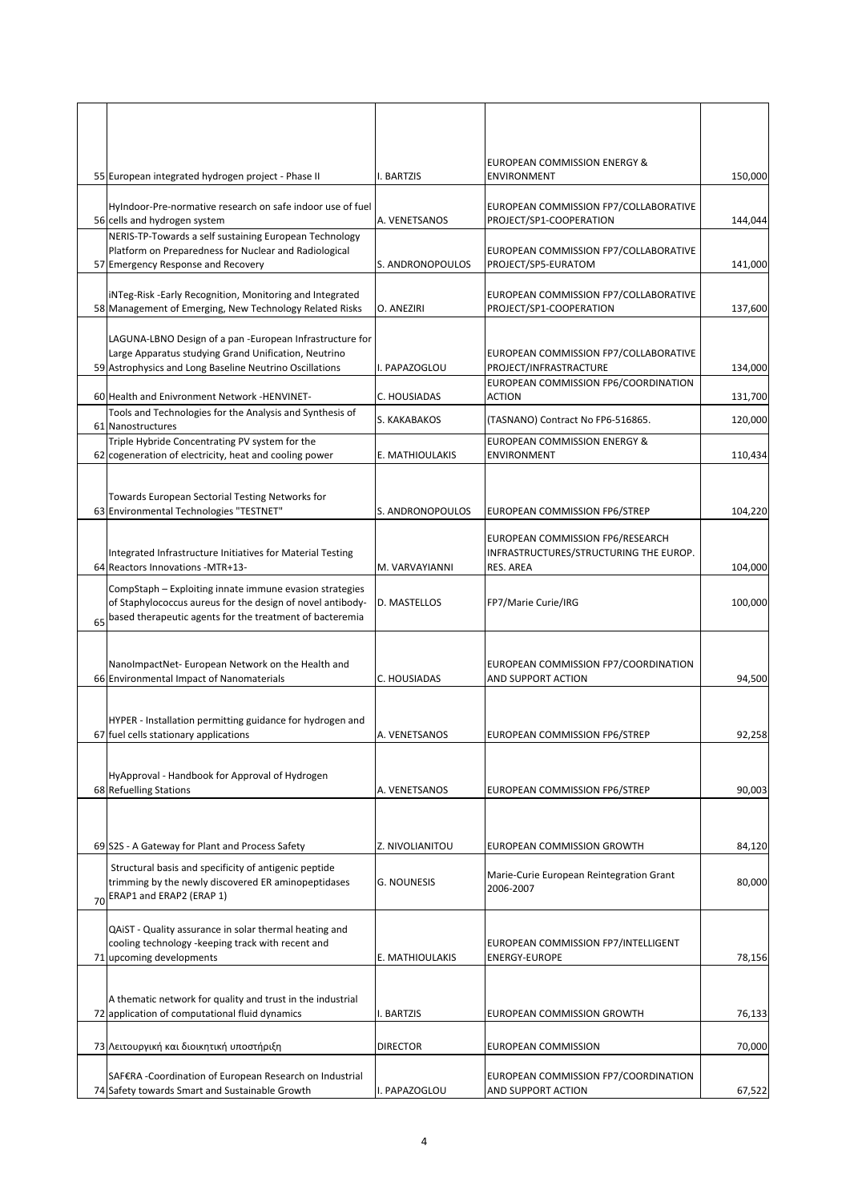| | | | | |
|---|---|---|---|---|
| 55 | European integrated hydrogen project - Phase II | I. BARTZIS | EUROPEAN COMMISSION ENERGY & ENVIRONMENT | 150,000 |
| 56 | HyIndoor-Pre-normative research on safe indoor use of fuel cells and hydrogen system | A. VENETSANOS | EUROPEAN COMMISSION FP7/COLLABORATIVE PROJECT/SP1-COOPERATION | 144,044 |
| 57 | NERIS-TP-Towards a self sustaining European Technology Platform on Preparedness for Nuclear and Radiological Emergency Response and Recovery | S. ANDRONOPOULOS | EUROPEAN COMMISSION FP7/COLLABORATIVE PROJECT/SP5-EURATOM | 141,000 |
| 58 | iNTeg-Risk -Early Recognition, Monitoring and Integrated Management of Emerging, New Technology Related Risks | O. ANEZIRI | EUROPEAN COMMISSION FP7/COLLABORATIVE PROJECT/SP1-COOPERATION | 137,600 |
| 59 | LAGUNA-LBNO Design of a pan -European Infrastructure for Large Apparatus studying Grand Unification, Neutrino Astrophysics and Long Baseline Neutrino Oscillations | I. PAPAZOGLOU | EUROPEAN COMMISSION FP7/COLLABORATIVE PROJECT/INFRASTRACTURE | 134,000 |
| 60 | Health and Enivronment Network -HENVINET- | C. HOUSIADAS | EUROPEAN COMMISSION FP6/COORDINATION ACTION | 131,700 |
| 61 | Tools and Technologies for the Analysis and Synthesis of Nanostructures | S. KAKABAKOS | (TASNANO) Contract No FP6-516865. | 120,000 |
| 62 | Triple Hybride Concentrating PV system for the cogeneration of electricity, heat and cooling power | E. MATHIOULAKIS | EUROPEAN COMMISSION ENERGY & ENVIRONMENT | 110,434 |
| 63 | Towards European Sectorial Testing Networks for Environmental Technologies "TESTNET" | S. ANDRONOPOULOS | EUROPEAN COMMISSION FP6/STREP | 104,220 |
| 64 | Integrated Infrastructure Initiatives for Material Testing Reactors Innovations -MTR+13- | M. VARVAYIANNI | EUROPEAN COMMISSION FP6/RESEARCH INFRASTRUCTURES/STRUCTURING THE EUROP. RES. AREA | 104,000 |
| 65 | CompStaph – Exploiting innate immune evasion strategies of Staphylococcus aureus for the design of novel antibody-based therapeutic agents for the treatment of bacteremia | D. MASTELLOS | FP7/Marie Curie/IRG | 100,000 |
| 66 | NanoImpactNet- European Network on the Health and Environmental Impact of Nanomaterials | C. HOUSIADAS | EUROPEAN COMMISSION FP7/COORDINATION AND SUPPORT ACTION | 94,500 |
| 67 | HYPER - Installation permitting guidance for hydrogen and fuel cells stationary applications | A. VENETSANOS | EUROPEAN COMMISSION FP6/STREP | 92,258 |
| 68 | HyApproval - Handbook for Approval of Hydrogen Refuelling Stations | A. VENETSANOS | EUROPEAN COMMISSION FP6/STREP | 90,003 |
| 69 | S2S - A Gateway for Plant and Process Safety | Z. NIVOLIANITOU | EUROPEAN COMMISSION GROWTH | 84,120 |
| 70 | Structural basis and specificity of antigenic peptide trimming by the newly discovered ER aminopeptidases ERAP1 and ERAP2 (ERAP 1) | G. NOUNESIS | Marie-Curie European Reintegration Grant 2006-2007 | 80,000 |
| 71 | QAiST - Quality assurance in solar thermal heating and cooling technology -keeping track with recent and upcoming developments | E. MATHIOULAKIS | EUROPEAN COMMISSION FP7/INTELLIGENT ENERGY-EUROPE | 78,156 |
| 72 | A thematic network for quality and trust in the industrial application of computational fluid dynamics | I. BARTZIS | EUROPEAN COMMISSION GROWTH | 76,133 |
| 73 | Λειτουργική και διοικητική υποστήριξη | DIRECTOR | EUROPEAN COMMISSION | 70,000 |
| 74 | SAF€RA -Coordination of European Research on Industrial Safety towards Smart and Sustainable Growth | I. PAPAZOGLOU | EUROPEAN COMMISSION FP7/COORDINATION AND SUPPORT ACTION | 67,522 |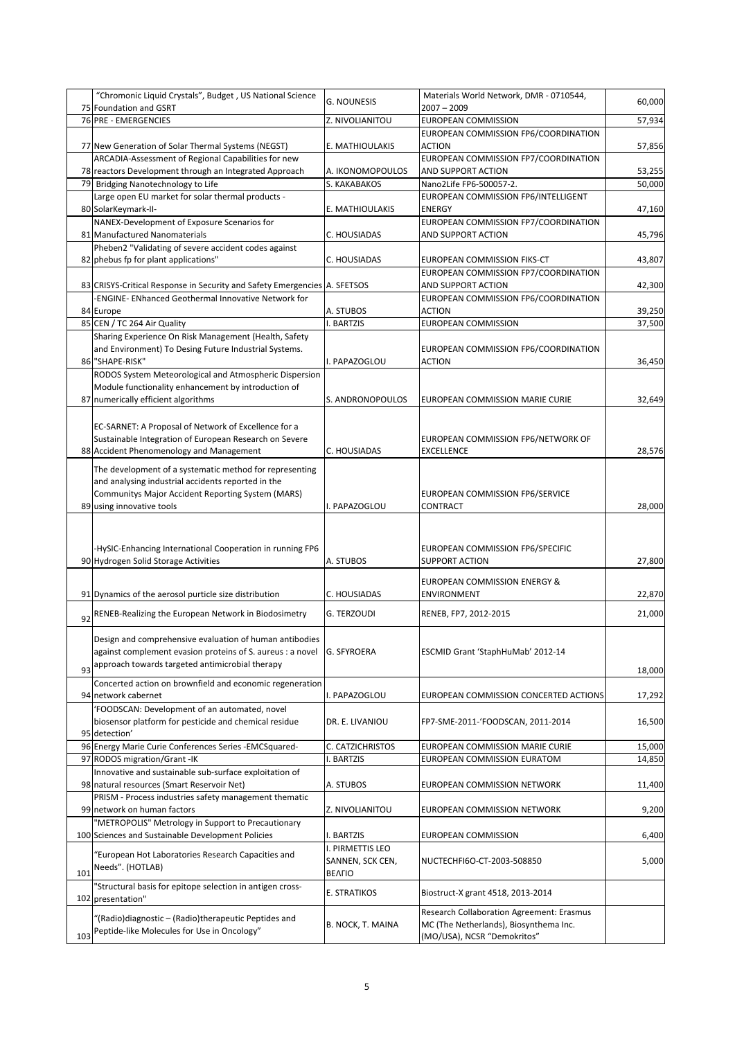| | | | | |
|---|---|---|---|---|
| 75 | "Chromonic Liquid Crystals", Budget , US National Science Foundation and GSRT | G. NOUNESIS | Materials World Network, DMR - 0710544, 2007 – 2009 | 60,000 |
| 76 | PRE - EMERGENCIES | Z. NIVOLIANITOU | EUROPEAN COMMISSION | 57,934 |
| 77 | New Generation of Solar Thermal Systems (NEGST) | E. MATHIOULAKIS | EUROPEAN COMMISSION FP6/COORDINATION ACTION | 57,856 |
| 78 | ARCADIA-Assessment of Regional Capabilities for new reactors Development through an Integrated Approach | A. IKONOMOPOULOS | EUROPEAN COMMISSION FP7/COORDINATION AND SUPPORT ACTION | 53,255 |
| 79 | Bridging Nanotechnology to Life | S. KAKABAKOS | Nano2Life FP6-500057-2. | 50,000 |
| 80 | Large open EU market for solar thermal products - SolarKeymark-II- | E. MATHIOULAKIS | EUROPEAN COMMISSION FP6/INTELLIGENT ENERGY | 47,160 |
| 81 | NANEX-Development of Exposure Scenarios for Manufactured Nanomaterials | C. HOUSIADAS | EUROPEAN COMMISSION FP7/COORDINATION AND SUPPORT ACTION | 45,796 |
| 82 | Pheben2 "Validating of severe accident codes against phebus fp for plant applications" | C. HOUSIADAS | EUROPEAN COMMISSION FIKS-CT | 43,807 |
| 83 | CRISYS-Critical Response in Security and Safety Emergencies | A. SFETSOS | EUROPEAN COMMISSION FP7/COORDINATION AND SUPPORT ACTION | 42,300 |
| 84 | -ENGINE- ENhanced Geothermal Innovative Network for Europe | A. STUBOS | EUROPEAN COMMISSION FP6/COORDINATION ACTION | 39,250 |
| 85 | CEN / TC 264 Air Quality | I. BARTZIS | EUROPEAN COMMISSION | 37,500 |
| 86 | Sharing Experience On Risk Management (Health, Safety and Environment) To Desing Future Industrial Systems. "SHAPE-RISK" | I. PAPAZOGLOU | EUROPEAN COMMISSION FP6/COORDINATION ACTION | 36,450 |
| 87 | RODOS System Meteorological and Atmospheric Dispersion Module functionality enhancement by introduction of numerically efficient algorithms | S. ANDRONOPOULOS | EUROPEAN COMMISSION MARIE CURIE | 32,649 |
| 88 | EC-SARNET: A Proposal of Network of Excellence for a Sustainable Integration of European Research on Severe Accident Phenomenology and Management | C. HOUSIADAS | EUROPEAN COMMISSION FP6/NETWORK OF EXCELLENCE | 28,576 |
| 89 | The development of a systematic method for representing and analysing industrial accidents reported in the Communitys Major Accident Reporting System (MARS) using innovative tools | I. PAPAZOGLOU | EUROPEAN COMMISSION FP6/SERVICE CONTRACT | 28,000 |
| 90 | -HySIC-Enhancing International Cooperation in running FP6 Hydrogen Solid Storage Activities | A. STUBOS | EUROPEAN COMMISSION FP6/SPECIFIC SUPPORT ACTION | 27,800 |
| 91 | Dynamics of the aerosol purticle size distribution | C. HOUSIADAS | EUROPEAN COMMISSION ENERGY & ENVIRONMENT | 22,870 |
| 92 | RENEB-Realizing the European Network in Biodosimetry | G. TERZOUDI | RENEB, FP7, 2012-2015 | 21,000 |
| 93 | Design and comprehensive evaluation of human antibodies against complement evasion proteins of S. aureus : a novel approach towards targeted antimicrobial therapy | G. SFYROERA | ESCMID Grant 'StaphHuMab' 2012-14 | 18,000 |
| 94 | Concerted action on brownfield and economic regeneration network cabernet | I. PAPAZOGLOU | EUROPEAN COMMISSION CONCERTED ACTIONS | 17,292 |
| 95 | 'FOODSCAN: Development of an automated, novel biosensor platform for pesticide and chemical residue detection' | DR. E. LIVANIOU | FP7-SME-2011-'FOODSCAN, 2011-2014 | 16,500 |
| 96 | Energy Marie Curie Conferences Series -EMCSquared- | C. CATZICHRISTOS | EUROPEAN COMMISSION MARIE CURIE | 15,000 |
| 97 | RODOS migration/Grant -IK | I. BARTZIS | EUROPEAN COMMISSION EURATOM | 14,850 |
| 98 | Innovative and sustainable sub-surface exploitation of natural resources (Smart Reservoir Net) | A. STUBOS | EUROPEAN COMMISSION NETWORK | 11,400 |
| 99 | PRISM - Process industries safety management thematic network on human factors | Z. NIVOLIANITOU | EUROPEAN COMMISSION NETWORK | 9,200 |
| 100 | "METROPOLIS" Metrology in Support to Precautionary Sciences and Sustainable Development Policies | I. BARTZIS | EUROPEAN COMMISSION | 6,400 |
| 101 | "European Hot Laboratories Research Capacities and Needs". (HOTLAB) | I. PIRMETTIS LEO SANNEN, SCK CEN, ΒΕΛΓΙΟ | NUCTECHFI6O-CT-2003-508850 | 5,000 |
| 102 | "Structural basis for epitope selection in antigen cross-presentation" | E. STRATIKOS | Biostruct-X grant 4518, 2013-2014 | |
| 103 | "(Radio)diagnostic – (Radio)therapeutic Peptides and Peptide-like Molecules for Use in Oncology" | B. NOCK, T. MAINA | Research Collaboration Agreement: Erasmus MC (The Netherlands), Biosynthema Inc. (MO/USA), NCSR "Demokritos" | |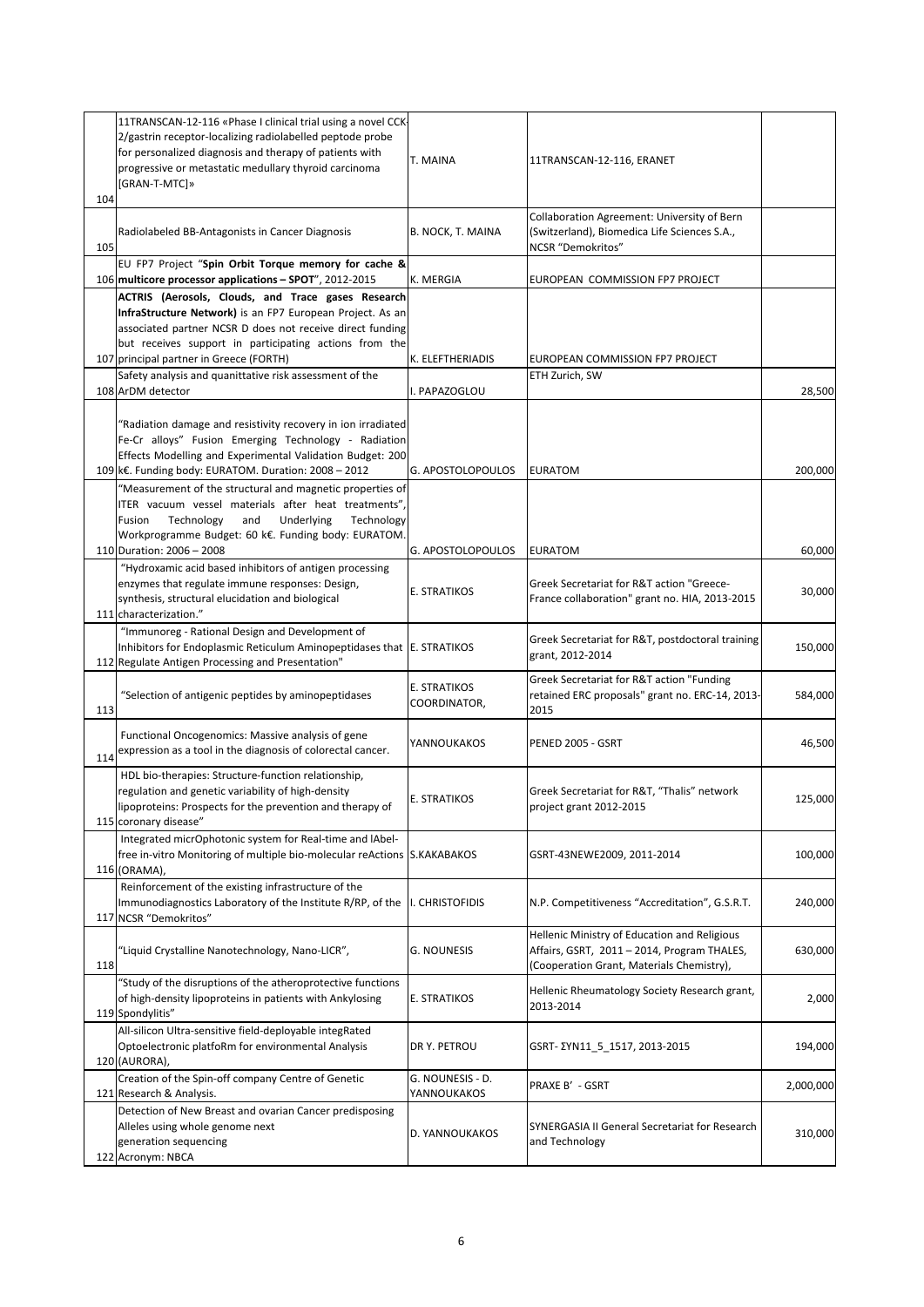| | | | | |
|---|---|---|---|---|
| 104 | 11TRANSCAN-12-116 «Phase I clinical trial using a novel CCK-2/gastrin receptor-localizing radiolabelled peptode probe for personalized diagnosis and therapy of patients with progressive or metastatic medullary thyroid carcinoma [GRAN-T-MTC]» | T. MAINA | 11TRANSCAN-12-116, ERANET | |
| 105 | Radiolabeled BB-Antagonists in Cancer Diagnosis | B. NOCK, T. MAINA | Collaboration Agreement: University of Bern (Switzerland), Biomedica Life Sciences S.A., NCSR "Demokritos" | |
| 106 | EU FP7 Project "**Spin Orbit Torque memory for cache & multicore processor applications – SPOT**", 2012-2015 | K. MERGIA | EUROPEAN COMMISSION FP7 PROJECT | |
| 107 | **ACTRIS (Aerosols, Clouds, and Trace gases Research InfraStructure Network)** is an FP7 European Project. As an associated partner NCSR D does not receive direct funding but receives support in participating actions from the principal partner in Greece (FORTH) | K. ELEFTHERIADIS | EUROPEAN COMMISSION FP7 PROJECT | |
| 108 | Safety analysis and quanittative risk assessment of the ArDM detector | I. PAPAZOGLOU | ETH Zurich, SW | 28,500 |
| 109 | "Radiation damage and resistivity recovery in ion irradiated Fe-Cr alloys" Fusion Emerging Technology - Radiation Effects Modelling and Experimental Validation Budget: 200 k€. Funding body: EURATOM. Duration: 2008 – 2012 | G. APOSTOLOPOULOS | EURATOM | 200,000 |
| 110 | "Measurement of the structural and magnetic properties of ITER vacuum vessel materials after heat treatments", Fusion Technology and Underlying Technology Workprogramme Budget: 60 k€. Funding body: EURATOM. Duration: 2006 – 2008 | G. APOSTOLOPOULOS | EURATOM | 60,000 |
| 111 | "Hydroxamic acid based inhibitors of antigen processing enzymes that regulate immune responses: Design, synthesis, structural elucidation and biological characterization." | E. STRATIKOS | Greek Secretariat for R&T action "Greece-France collaboration" grant no. HIA, 2013-2015 | 30,000 |
| 112 | "Immunoreg - Rational Design and Development of Inhibitors for Endoplasmic Reticulum Aminopeptidases that Regulate Antigen Processing and Presentation" | E. STRATIKOS | Greek Secretariat for R&T, postdoctoral training grant, 2012-2014 | 150,000 |
| 113 | "Selection of antigenic peptides by aminopeptidases | E. STRATIKOS COORDINATOR, | Greek Secretariat for R&T action "Funding retained ERC proposals" grant no. ERC-14, 2013-2015 | 584,000 |
| 114 | Functional Oncogenomics: Massive analysis of gene expression as a tool in the diagnosis of colorectal cancer. | YANNOUKAKOS | PENED 2005 - GSRT | 46,500 |
| 115 | HDL bio-therapies: Structure-function relationship, regulation and genetic variability of high-density lipoproteins: Prospects for the prevention and therapy of coronary disease" | E. STRATIKOS | Greek Secretariat for R&T, "Thalis" network project grant 2012-2015 | 125,000 |
| 116 | Integrated micrOphotonic system for Real-time and lAbel-free in-vitro Monitoring of multiple bio-molecular reActions (ORAMA), | S.KAKABAKOS | GSRT-43NEWE2009, 2011-2014 | 100,000 |
| 117 | Reinforcement of the existing infrastructure of the Immunodiagnostics Laboratory of the Institute R/RP, of the NCSR "Demokritos" | I. CHRISTOFIDIS | N.P. Competitiveness "Accreditation", G.S.R.T. | 240,000 |
| 118 | "Liquid Crystalline Nanotechnology, Nano-LICR", | G. NOUNESIS | Hellenic Ministry of Education and Religious Affairs, GSRT, 2011 – 2014, Program THALES, (Cooperation Grant, Materials Chemistry), | 630,000 |
| 119 | "Study of the disruptions of the atheroprotective functions of high-density lipoproteins in patients with Ankylosing Spondylitis" | E. STRATIKOS | Hellenic Rheumatology Society Research grant, 2013-2014 | 2,000 |
| 120 | All-silicon Ultra-sensitive field-deployable integRated Optoelectronic platfoRm for environmental Analysis (AURORA), | DR Y. PETROU | GSRT- ΣΥΝ11_5_1517, 2013-2015 | 194,000 |
| 121 | Creation of the Spin-off company Centre of Genetic Research & Analysis. | G. NOUNESIS - D. YANNOUKAKOS | PRAXE B' - GSRT | 2,000,000 |
| 122 | Detection of New Breast and ovarian Cancer predisposing Alleles using whole genome next generation sequencing Acronym: NBCA | D. YANNOUKAKOS | SYNERGASIA II General Secretariat for Research and Technology | 310,000 |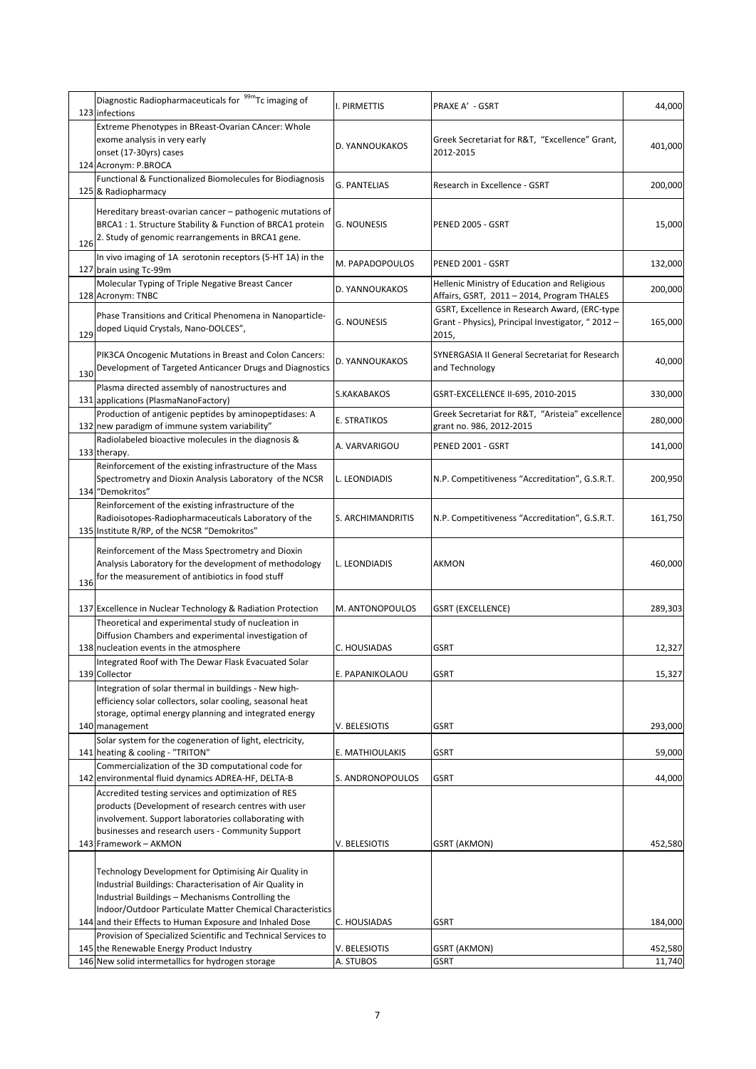| | | | | |
|---|---|---|---|---|
| 123 | Diagnostic Radiopharmaceuticals for $^{99m}$Tc imaging of infections | I. PIRMETTIS | PRAXE A' - GSRT | 44,000 |
| 124 | Extreme Phenotypes in BReast-Ovarian CAncer: Whole exome analysis in very early onset (17-30yrs) cases Acronym: P.BROCA | D. YANNOUKAKOS | Greek Secretariat for R&T, "Excellence" Grant, 2012-2015 | 401,000 |
| 125 | Functional & Functionalized Biomolecules for Biodiagnosis & Radiopharmacy | G. PANTELIAS | Research in Excellence - GSRT | 200,000 |
| 126 | Hereditary breast-ovarian cancer – pathogenic mutations of BRCA1 : 1. Structure Stability & Function of BRCA1 protein 2. Study of genomic rearrangements in BRCA1 gene. | G. NOUNESIS | PENED 2005 - GSRT | 15,000 |
| 127 | In vivo imaging of 1A serotonin receptors (5-HT 1A) in the brain using Tc-99m | M. PAPADOPOULOS | PENED 2001 - GSRT | 132,000 |
| 128 | Molecular Typing of Triple Negative Breast Cancer Acronym: TNBC | D. YANNOUKAKOS | Hellenic Ministry of Education and Religious Affairs, GSRT, 2011 – 2014, Program THALES | 200,000 |
| 129 | Phase Transitions and Critical Phenomena in Nanoparticle-doped Liquid Crystals, Nano-DOLCES", | G. NOUNESIS | GSRT, Excellence in Research Award, (ERC-type Grant - Physics), Principal Investigator, " 2012 – 2015, | 165,000 |
| 130 | PIK3CA Oncogenic Mutations in Breast and Colon Cancers: Development of Targeted Anticancer Drugs and Diagnostics | D. YANNOUKAKOS | SYNERGASIA II General Secretariat for Research and Technology | 40,000 |
| 131 | Plasma directed assembly of nanostructures and applications (PlasmaNanoFactory) | S.KAKABAKOS | GSRT-EXCELLENCE II-695, 2010-2015 | 330,000 |
| 132 | Production of antigenic peptides by aminopeptidases: A new paradigm of immune system variability" | E. STRATIKOS | Greek Secretariat for R&T, "Aristeia" excellence grant no. 986, 2012-2015 | 280,000 |
| 133 | Radiolabeled bioactive molecules in the diagnosis & therapy. | A. VARVARIGOU | PENED 2001 - GSRT | 141,000 |
| 134 | Reinforcement of the existing infrastructure of the Mass Spectrometry and Dioxin Analysis Laboratory of the NCSR "Demokritos" | L. LEONDIADIS | N.P. Competitiveness "Accreditation", G.S.R.T. | 200,950 |
| 135 | Reinforcement of the existing infrastructure of the Radioisotopes-Radiopharmaceuticals Laboratory of the Institute R/RP, of the NCSR "Demokritos" | S. ARCHIMANDRITIS | N.P. Competitiveness "Accreditation", G.S.R.T. | 161,750 |
| 136 | Reinforcement of the Mass Spectrometry and Dioxin Analysis Laboratory for the development of methodology for the measurement of antibiotics in food stuff | L. LEONDIADIS | AKMON | 460,000 |
| 137 | Excellence in Nuclear Technology & Radiation Protection | M. ANTONOPOULOS | GSRT (EXCELLENCE) | 289,303 |
| 138 | Theoretical and experimental study of nucleation in Diffusion Chambers and experimental investigation of nucleation events in the atmosphere | C. HOUSIADAS | GSRT | 12,327 |
| 139 | Integrated Roof with The Dewar Flask Evacuated Solar Collector | E. PAPANIKOLAOU | GSRT | 15,327 |
| 140 | Integration of solar thermal in buildings - New high-efficiency solar collectors, solar cooling, seasonal heat storage, optimal energy planning and integrated energy management | V. BELESIOTIS | GSRT | 293,000 |
| 141 | Solar system for the cogeneration of light, electricity, heating & cooling - "TRITON" | E. MATHIOULAKIS | GSRT | 59,000 |
| 142 | Commercialization of the 3D computational code for environmental fluid dynamics ADREA-HF, DELTA-B | S. ANDRONOPOULOS | GSRT | 44,000 |
| 143 | Accredited testing services and optimization of RES products (Development of research centres with user involvement. Support laboratories collaborating with businesses and research users - Community Support Framework – AKMON | V. BELESIOTIS | GSRT (AKMON) | 452,580 |
| 144 | Technology Development for Optimising Air Quality in Industrial Buildings: Characterisation of Air Quality in Industrial Buildings – Mechanisms Controlling the Indoor/Outdoor Particulate Matter Chemical Characteristics and their Effects to Human Exposure and Inhaled Dose | C. HOUSIADAS | GSRT | 184,000 |
| 145 | Provision of Specialized Scientific and Technical Services to the Renewable Energy Product Industry | V. BELESIOTIS | GSRT (AKMON) | 452,580 |
| 146 | New solid intermetallics for hydrogen storage | A. STUBOS | GSRT | 11,740 |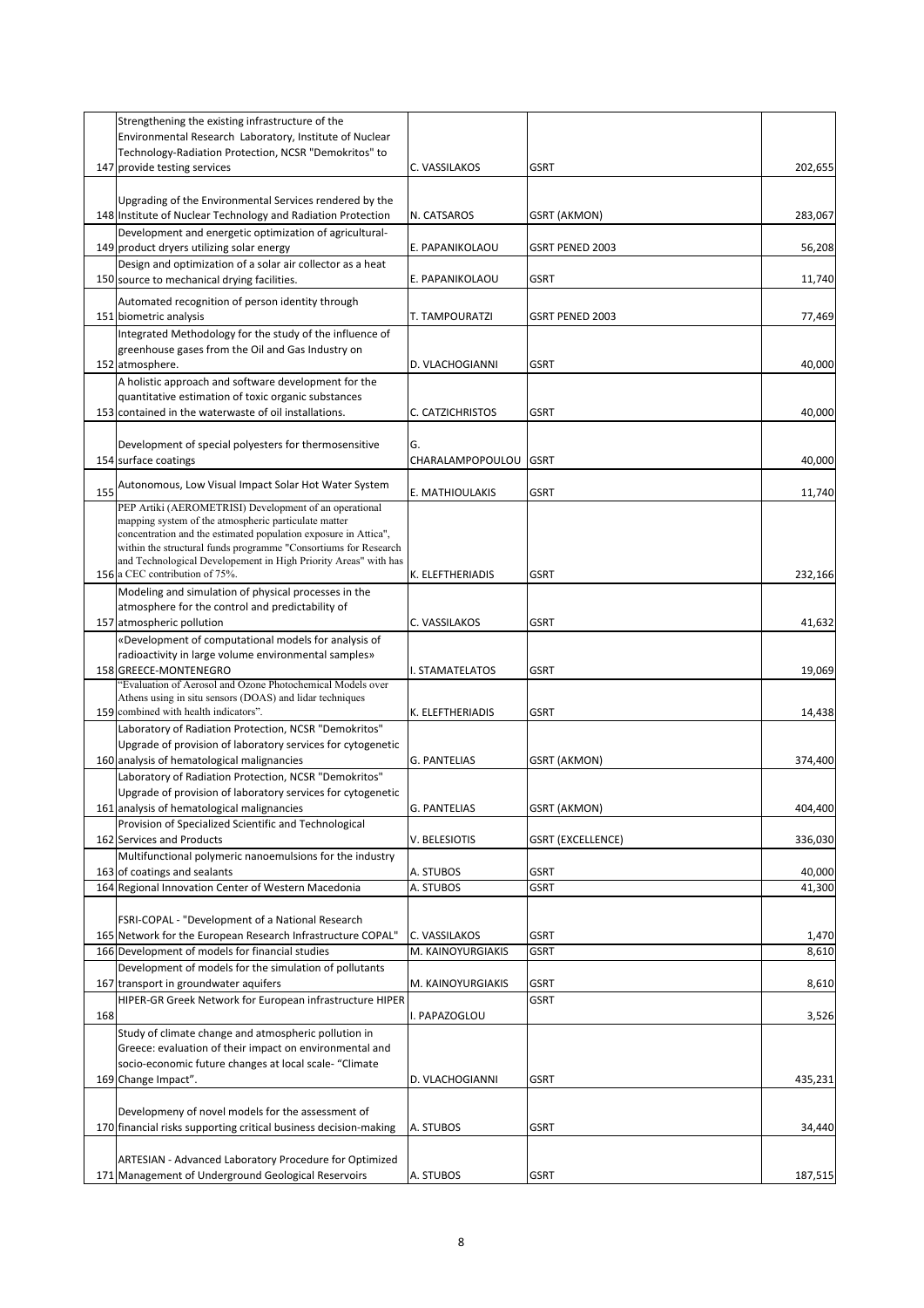| | | | | |
|---|---|---|---|---|
| 147 | Strengthening the existing infrastructure of the Environmental Research Laboratory, Institute of Nuclear Technology-Radiation Protection, NCSR "Demokritos" to provide testing services | C. VASSILAKOS | GSRT | 202,655 |
| 148 | Upgrading of the Environmental Services rendered by the Institute of Nuclear Technology and Radiation Protection | N. CATSAROS | GSRT (AKMON) | 283,067 |
| 149 | Development and energetic optimization of agricultural-product dryers utilizing solar energy | E. PAPANIKOLAOU | GSRT PENED 2003 | 56,208 |
| 150 | Design and optimization of a solar air collector as a heat source to mechanical drying facilities. | E. PAPANIKOLAOU | GSRT | 11,740 |
| 151 | Automated recognition of person identity through biometric analysis | T. TAMPOURATZI | GSRT PENED 2003 | 77,469 |
| 152 | Integrated Methodology for the study of the influence of greenhouse gases from the Oil and Gas Industry on atmosphere. | D. VLACHOGIANNI | GSRT | 40,000 |
| 153 | A holistic approach and software development for the quantitative estimation of toxic organic substances contained in the waterwaste of oil installations. | C. CATZICHRISTOS | GSRT | 40,000 |
| 154 | Development of special polyesters for thermosensitive surface coatings | G. CHARALAMPOPOULOU | GSRT | 40,000 |
| 155 | Autonomous, Low Visual Impact Solar Hot Water System | E. MATHIOULAKIS | GSRT | 11,740 |
| 156 | PEP Artiki (AEROMETRISI) Development of an operational mapping system of the atmospheric particulate matter concentration and the estimated population exposure in Attica", within the structural funds programme "Consortiums for Research and Technological Developement in High Priority Areas" with has a CEC contribution of 75%. | K. ELEFTHERIADIS | GSRT | 232,166 |
| 157 | Modeling and simulation of physical processes in the atmosphere for the control and predictability of atmospheric pollution | C. VASSILAKOS | GSRT | 41,632 |
| 158 | «Development of computational models for analysis of radioactivity in large volume environmental samples» GREECE-MONTENEGRO | I. STAMATELATOS | GSRT | 19,069 |
| 159 | "Evaluation of Aerosol and Ozone Photochemical Models over Athens using in situ sensors (DOAS) and lidar techniques combined with health indicators". | K. ELEFTHERIADIS | GSRT | 14,438 |
| 160 | Laboratory of Radiation Protection, NCSR "Demokritos" Upgrade of provision of laboratory services for cytogenetic analysis of hematological malignancies | G. PANTELIAS | GSRT (AKMON) | 374,400 |
| 161 | Laboratory of Radiation Protection, NCSR "Demokritos" Upgrade of provision of laboratory services for cytogenetic analysis of hematological malignancies | G. PANTELIAS | GSRT (AKMON) | 404,400 |
| 162 | Provision of Specialized Scientific and Technological Services and Products | V. BELESIOTIS | GSRT (EXCELLENCE) | 336,030 |
| 163 | Multifunctional polymeric nanoemulsions for the industry of coatings and sealants | A. STUBOS | GSRT | 40,000 |
| 164 | Regional Innovation Center of Western Macedonia | A. STUBOS | GSRT | 41,300 |
| 165 | FSRI-COPAL - "Development of a National Research Network for the European Research Infrastructure COPAL" | C. VASSILAKOS | GSRT | 1,470 |
| 166 | Development of models for financial studies | M. KAINOYURGIAKIS | GSRT | 8,610 |
| 167 | Development of models for the simulation of pollutants transport in groundwater aquifers | M. KAINOYURGIAKIS | GSRT | 8,610 |
| 168 | HIPER-GR Greek Network for European infrastructure HIPER | I. PAPAZOGLOU | GSRT | 3,526 |
| 169 | Study of climate change and atmospheric pollution in Greece: evaluation of their impact on environmental and socio-economic future changes at local scale- "Climate Change Impact". | D. VLACHOGIANNI | GSRT | 435,231 |
| 170 | Developmeny of novel models for the assessment of financial risks supporting critical business decision-making | A. STUBOS | GSRT | 34,440 |
| 171 | ARTESIAN - Advanced Laboratory Procedure for Optimized Management of Underground Geological Reservoirs | A. STUBOS | GSRT | 187,515 |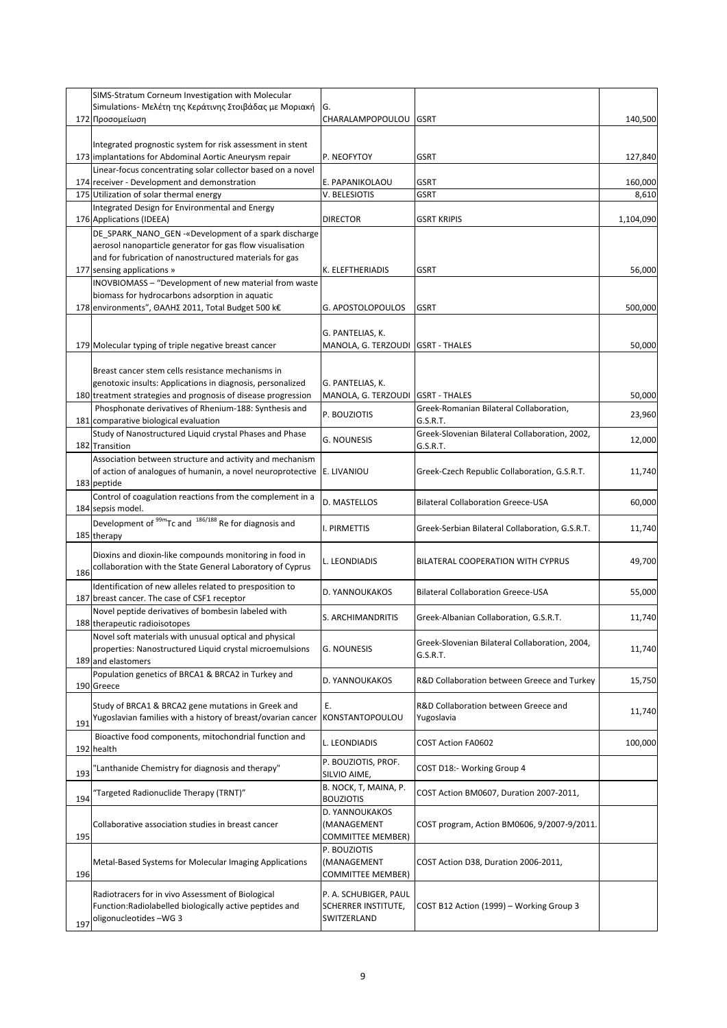| | | | | |
|---|---|---|---|---|
| 172 | SIMS-Stratum Corneum Investigation with Molecular Simulations- Μελέτη της Κεράτινης Στοιβάδας με Μοριακή Προσομείωση | G. CHARALAMPOPOULOU | GSRT | 140,500 |
| 173 | Integrated prognostic system for risk assessment in stent implantations for Abdominal Aortic Aneurysm repair | P. NEOFYTOY | GSRT | 127,840 |
| 174 | Linear-focus concentrating solar collector based on a novel receiver - Development and demonstration | E. PAPANIKOLAOU | GSRT | 160,000 |
| 175 | Utilization of solar thermal energy | V. BELESIOTIS | GSRT | 8,610 |
| 176 | Integrated Design for Environmental and Energy Applications (IDEEA) | DIRECTOR | GSRT KRIPIS | 1,104,090 |
| 177 | DE_SPARK_NANO_GEN -«Development of a spark discharge aerosol nanoparticle generator for gas flow visualisation and for fubrication of nanostructured materials for gas sensing applications » | K. ELEFTHERIADIS | GSRT | 56,000 |
| 178 | INOVBIOMASS – "Development of new material from waste biomass for hydrocarbons adsorption in aquatic environments", ΘΑΛΗΣ 2011, Total Budget 500 k€ | G. APOSTOLOPOULOS | GSRT | 500,000 |
| 179 | Molecular typing of triple negative breast cancer | G. PANTELIAS, K. MANOLA, G. TERZOUDI | GSRT - THALES | 50,000 |
| 180 | Breast cancer stem cells resistance mechanisms in genotoxic insults: Applications in diagnosis, personalized treatment strategies and prognosis of disease progression | G. PANTELIAS, K. MANOLA, G. TERZOUDI | GSRT - THALES | 50,000 |
| 181 | Phosphonate derivatives of Rhenium-188: Synthesis and comparative biological evaluation | P. BOUZIOTIS | Greek-Romanian Bilateral Collaboration, G.S.R.T. | 23,960 |
| 182 | Study of Nanostructured Liquid crystal Phases and Phase Transition | G. NOUNESIS | Greek-Slovenian Bilateral Collaboration, 2002, G.S.R.T. | 12,000 |
| 183 | Association between structure and activity and mechanism of action of analogues of humanin, a novel neuroprotective peptide | E. LIVANIOU | Greek-Czech Republic Collaboration, G.S.R.T. | 11,740 |
| 184 | Control of coagulation reactions from the complement in a sepsis model. | D. MASTELLOS | Bilateral Collaboration Greece-USA | 60,000 |
| 185 | Development of $^{99m}$Tc and $^{186/188}$ Re for diagnosis and therapy | I. PIRMETTIS | Greek-Serbian Bilateral Collaboration, G.S.R.T. | 11,740 |
| 186 | Dioxins and dioxin-like compounds monitoring in food in collaboration with the State General Laboratory of Cyprus | L. LEONDIADIS | BILATERAL COOPERATION WITH CYPRUS | 49,700 |
| 187 | Identification of new alleles related to presposition to breast cancer. The case of CSF1 receptor | D. YANNOUKAKOS | Bilateral Collaboration Greece-USA | 55,000 |
| 188 | Novel peptide derivatives of bombesin labeled with therapeutic radioisotopes | S. ARCHIMANDRITIS | Greek-Albanian Collaboration, G.S.R.T. | 11,740 |
| 189 | Novel soft materials with unusual optical and physical properties: Nanostructured Liquid crystal microemulsions and elastomers | G. NOUNESIS | Greek-Slovenian Bilateral Collaboration, 2004, G.S.R.T. | 11,740 |
| 190 | Population genetics of BRCA1 & BRCA2 in Turkey and Greece | D. YANNOUKAKOS | R&D Collaboration between Greece and Turkey | 15,750 |
| 191 | Study of BRCA1 & BRCA2 gene mutations in Greek and Yugoslavian families with a history of breast/ovarian cancer | E. KONSTANTOPOULOU | R&D Collaboration between Greece and Yugoslavia | 11,740 |
| 192 | Bioactive food components, mitochondrial function and health | L. LEONDIADIS | COST Action FA0602 | 100,000 |
| 193 | "Lanthanide Chemistry for diagnosis and therapy" | P. BOUZIOTIS, PROF. SILVIO AIME, | COST D18:- Working Group 4 | |
| 194 | "Targeted Radionuclide Therapy (TRNT)" | B. NOCK, T, MAINA, P. BOUZIOTIS | COST Action BM0607, Duration 2007-2011, | |
| 195 | Collaborative association studies in breast cancer | D. YANNOUKAKOS (MANAGEMENT COMMITTEE MEMBER) | COST program, Action BM0606, 9/2007-9/2011. | |
| 196 | Metal-Based Systems for Molecular Imaging Applications | P. BOUZIOTIS (MANAGEMENT COMMITTEE MEMBER) | COST Action D38, Duration 2006-2011, | |
| 197 | Radiotracers for in vivo Assessment of Biological Function:Radiolabelled biologically active peptides and oligonucleotides –WG 3 | P. A. SCHUBIGER, PAUL SCHERRER INSTITUTE, SWITZERLAND | COST B12 Action (1999) – Working Group 3 | |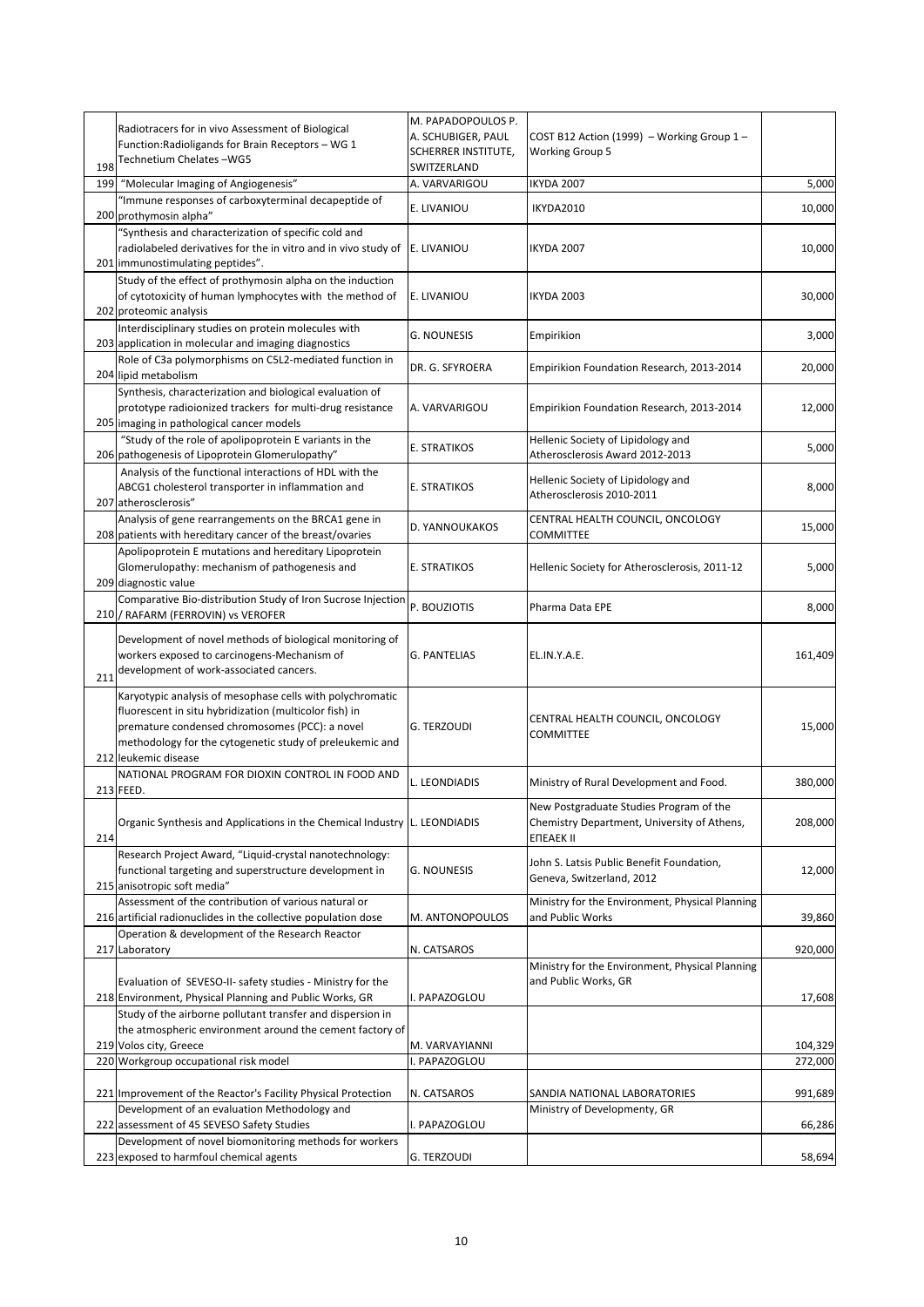| | | | | |
|---|---|---|---|---|
| 198 | Radiotracers for in vivo Assessment of Biological Function:Radioligands for Brain Receptors – WG 1 Technetium Chelates –WG5 | M. PAPADOPOULOS P. A. SCHUBIGER, PAUL SCHERRER INSTITUTE, SWITZERLAND | COST B12 Action (1999) – Working Group 1 – Working Group 5 | |
| 199 | "Molecular Imaging of Angiogenesis" | A. VARVARIGOU | IKYDA 2007 | 5,000 |
| 200 | "Immune responses of carboxyterminal decapeptide of prothymosin alpha" | E. LIVANIOU | IKYDA2010 | 10,000 |
| 201 | "Synthesis and characterization of specific cold and radiolabeled derivatives for the in vitro and in vivo study of immunostimulating peptides". | E. LIVANIOU | IKYDA 2007 | 10,000 |
| 202 | Study of the effect of prothymosin alpha on the induction of cytotoxicity of human lymphocytes with the method of proteomic analysis | E. LIVANIOU | IKYDA 2003 | 30,000 |
| 203 | Interdisciplinary studies on protein molecules with application in molecular and imaging diagnostics | G. NOUNESIS | Empirikion | 3,000 |
| 204 | Role of C3a polymorphisms on C5L2-mediated function in lipid metabolism | DR. G. SFYROERA | Empirikion Foundation Research, 2013-2014 | 20,000 |
| 205 | Synthesis, characterization and biological evaluation of prototype radioionized trackers for multi-drug resistance imaging in pathological cancer models | A. VARVARIGOU | Empirikion Foundation Research, 2013-2014 | 12,000 |
| 206 | "Study of the role of apolipoprotein E variants in the pathogenesis of Lipoprotein Glomerulopathy" | E. STRATIKOS | Hellenic Society of Lipidology and Atherosclerosis Award 2012-2013 | 5,000 |
| 207 | Analysis of the functional interactions of HDL with the ABCG1 cholesterol transporter in inflammation and atherosclerosis" | E. STRATIKOS | Hellenic Society of Lipidology and Atherosclerosis 2010-2011 | 8,000 |
| 208 | Analysis of gene rearrangements on the BRCA1 gene in patients with hereditary cancer of the breast/ovaries | D. YANNOUKAKOS | CENTRAL HEALTH COUNCIL, ONCOLOGY COMMITTEE | 15,000 |
| 209 | Apolipoprotein E mutations and hereditary Lipoprotein Glomerulopathy: mechanism of pathogenesis and diagnostic value | E. STRATIKOS | Hellenic Society for Atherosclerosis, 2011-12 | 5,000 |
| 210 | Comparative Bio-distribution Study of Iron Sucrose Injection / RAFARM (FERROVIN) vs VEROFER | P. BOUZIOTIS | Pharma Data EPE | 8,000 |
| 211 | Development of novel methods of biological monitoring of workers exposed to carcinogens-Mechanism of development of work-associated cancers. | G. PANTELIAS | EL.IN.Y.A.E. | 161,409 |
| 212 | Karyotypic analysis of mesophase cells with polychromatic fluorescent in situ hybridization (multicolor fish) in premature condensed chromosomes (PCC): a novel methodology for the cytogenetic study of preleukemic and leukemic disease | G. TERZOUDI | CENTRAL HEALTH COUNCIL, ONCOLOGY COMMITTEE | 15,000 |
| 213 | NATIONAL PROGRAM FOR DIOXIN CONTROL IN FOOD AND FEED. | L. LEONDIADIS | Ministry of Rural Development and Food. | 380,000 |
| 214 | Organic Synthesis and Applications in the Chemical Industry | L. LEONDIADIS | New Postgraduate Studies Program of the Chemistry Department, University of Athens, ΕΠΕΑΕΚ ΙΙ | 208,000 |
| 215 | Research Project Award, "Liquid-crystal nanotechnology: functional targeting and superstructure development in anisotropic soft media" | G. NOUNESIS | John S. Latsis Public Benefit Foundation, Geneva, Switzerland, 2012 | 12,000 |
| 216 | Assessment of the contribution of various natural or artificial radionuclides in the collective population dose | M. ANTONOPOULOS | Ministry for the Environment, Physical Planning and Public Works | 39,860 |
| 217 | Operation & development of the Research Reactor Laboratory | N. CATSAROS | | 920,000 |
| 218 | Evaluation of SEVESO-II- safety studies - Ministry for the Environment, Physical Planning and Public Works, GR | I. PAPAZOGLOU | Ministry for the Environment, Physical Planning and Public Works, GR | 17,608 |
| 219 | Study of the airborne pollutant transfer and dispersion in the atmospheric environment around the cement factory of Volos city, Greece | M. VARVAYIANNI | | 104,329 |
| 220 | Workgroup occupational risk model | I. PAPAZOGLOU | | 272,000 |
| 221 | Improvement of the Reactor's Facility Physical Protection | N. CATSAROS | SANDIA NATIONAL LABORATORIES | 991,689 |
| 222 | Development of an evaluation Methodology and assessment of 45 SEVESO Safety Studies | I. PAPAZOGLOU | Ministry of Developmenty, GR | 66,286 |
| 223 | Development of novel biomonitoring methods for workers exposed to harmfoul chemical agents | G. TERZOUDI | | 58,694 |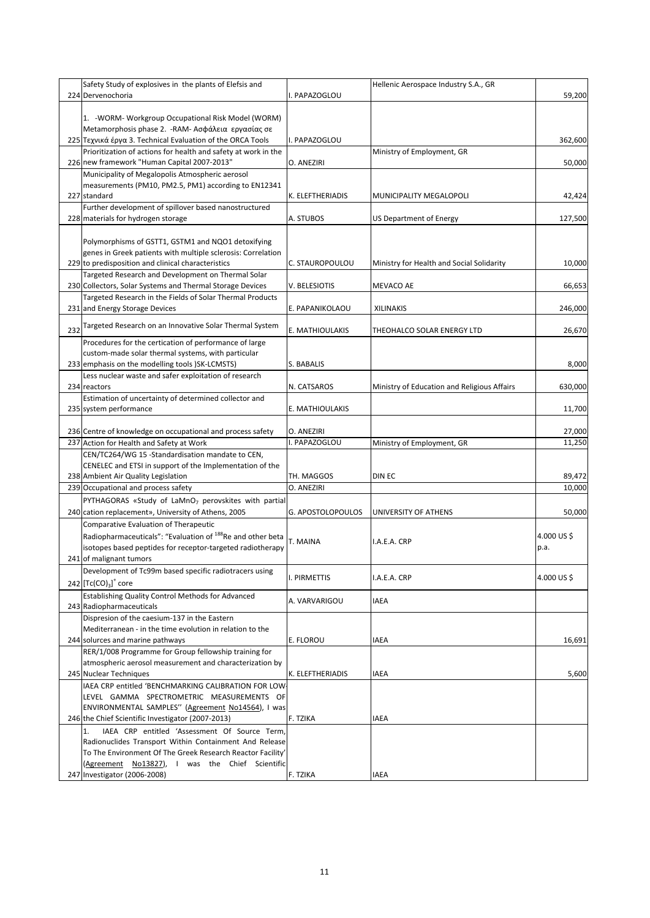| | | | | |
|---|---|---|---|---|
| 224 | Safety Study of explosives in the plants of Elefsis and Dervenochoria | I. PAPAZOGLOU | Hellenic Aerospace Industry S.A., GR | 59,200 |
| 225 | 1. -WORM- Workgroup Occupational Risk Model (WORM) Metamorphosis phase 2. -RAM- Ασφάλεια εργασίας σε Τεχνικά έργα 3. Technical Evaluation of the ORCA Tools | I. PAPAZOGLOU | | 362,600 |
| 226 | Prioritization of actions for health and safety at work in the new framework "Human Capital 2007-2013" | O. ANEZIRI | Ministry of Employment, GR | 50,000 |
| 227 | Municipality of Megalopolis Atmospheric aerosol measurements (PM10, PM2.5, PM1) according to EN12341 standard | K. ELEFTHERIADIS | MUNICIPALITY MEGALOPOLI | 42,424 |
| 228 | Further development of spillover based nanostructured materials for hydrogen storage | A. STUBOS | US Department of Energy | 127,500 |
| 229 | Polymorphisms of GSTT1, GSTM1 and NQO1 detoxifying genes in Greek patients with multiple sclerosis: Correlation to predisposition and clinical characteristics | C. STAUROPOULOU | Ministry for Health and Social Solidarity | 10,000 |
| 230 | Targeted Research and Development on Thermal Solar Collectors, Solar Systems and Thermal Storage Devices | V. BELESIOTIS | MEVACO AE | 66,653 |
| 231 | Targeted Research in the Fields of Solar Thermal Products and Energy Storage Devices | E. PAPANIKOLAOU | XILINAKIS | 246,000 |
| 232 | Targeted Research on an Innovative Solar Thermal System | E. MATHIOULAKIS | THEOHALCO SOLAR ENERGY LTD | 26,670 |
| 233 | Procedures for the certication of performance of large custom-made solar thermal systems, with particular emphasis on the modelling tools )SK-LCMSTS) | S. BABALIS | | 8,000 |
| 234 | Less nuclear waste and safer exploitation of research reactors | N. CATSAROS | Ministry of Education and Religious Affairs | 630,000 |
| 235 | Estimation of uncertainty of determined collector and system performance | E. MATHIOULAKIS | | 11,700 |
| 236 | Centre of knowledge on occupational and process safety | O. ANEZIRI | | 27,000 |
| 237 | Action for Health and Safety at Work | I. PAPAZOGLOU | Ministry of Employment, GR | 11,250 |
| 238 | CEN/TC264/WG 15 -Standardisation mandate to CEN, CENELEC and ETSI in support of the Implementation of the Ambient Air Quality Legislation | TH. MAGGOS | DIN EC | 89,472 |
| 239 | Occupational and process safety | O. ANEZIRI | | 10,000 |
| 240 | PYTHAGORAS «Study of $LaMnO_7$ perovskites with partial cation replacement», University of Athens, 2005 | G. APOSTOLOPOULOS | UNIVERSITY OF ATHENS | 50,000 |
| 241 | Comparative Evaluation of Therapeutic Radiopharmaceuticals": "Evaluation of $^{188}$Re and other beta isotopes based peptides for receptor-targeted radiotherapy of malignant tumors | T. MAINA | I.A.E.A. CRP | 4.000 US $ p.a. |
| 242 | Development of Tc99m based specific radiotracers using $[Tc(CO)_3]^+$ core | I. PIRMETTIS | I.A.E.A. CRP | 4.000 US $ |
| 243 | Establishing Quality Control Methods for Advanced Radiopharmaceuticals | A. VARVARIGOU | IAEA | |
| 244 | Dispresion of the caesium-137 in the Eastern Mediterranean - in the time evolution in relation to the solurces and marine pathways | E. FLOROU | IAEA | 16,691 |
| 245 | RER/1/008 Programme for Group fellowship training for atmospheric aerosol measurement and characterization by Nuclear Techniques | K. ELEFTHERIADIS | IAEA | 5,600 |
| 246 | IAEA CRP entitled 'BENCHMARKING CALIBRATION FOR LOW-LEVEL GAMMA SPECTROMETRIC MEASUREMENTS OF ENVIRONMENTAL SAMPLES'' (Agreement No14564), I was the Chief Scientific Investigator (2007-2013) | F. TZIKA | IAEA | |
| 247 | 1. IAEA CRP entitled 'Assessment Of Source Term, Radionuclides Transport Within Containment And Release To The Environment Of The Greek Research Reactor Facility' (Agreement No13827), I was the Chief Scientific Investigator (2006-2008) | F. TZIKA | IAEA | |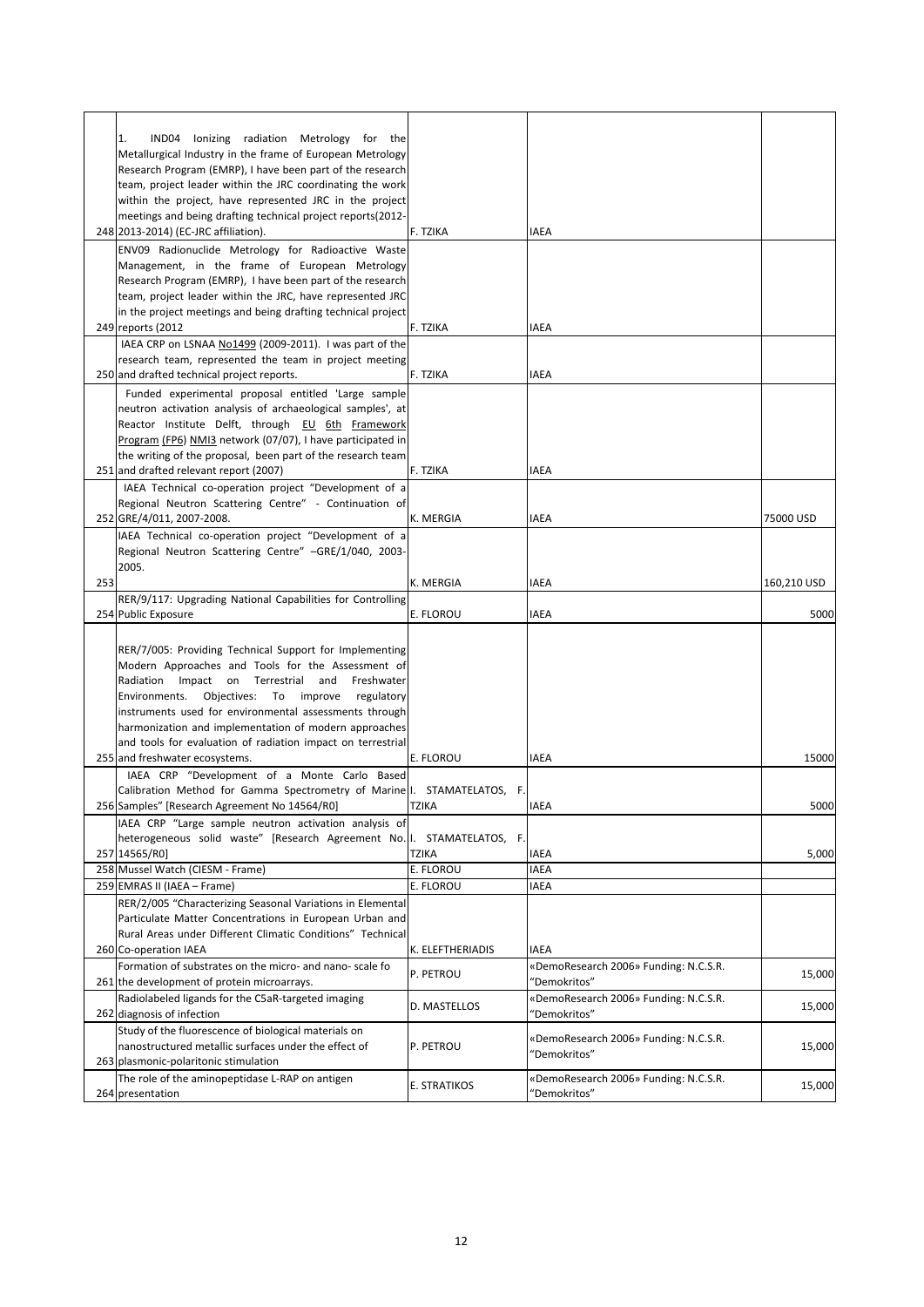| | | | | |
|---|---|---|---|---|
| 248 | 1. IND04 Ionizing radiation Metrology for the Metallurgical Industry in the frame of European Metrology Research Program (EMRP), I have been part of the research team, project leader within the JRC coordinating the work within the project, have represented JRC in the project meetings and being drafting technical project reports(2012-2013-2014) (EC-JRC affiliation). | F. TZIKA | IAEA | |
| 249 | ENV09 Radionuclide Metrology for Radioactive Waste Management, in the frame of European Metrology Research Program (EMRP), I have been part of the research team, project leader within the JRC, have represented JRC in the project meetings and being drafting technical project reports (2012 | F. TZIKA | IAEA | |
| 250 | IAEA CRP on LSNAA No1499 (2009-2011). I was part of the research team, represented the team in project meeting and drafted technical project reports. | F. TZIKA | IAEA | |
| 251 | Funded experimental proposal entitled 'Large sample neutron activation analysis of archaeological samples', at Reactor Institute Delft, through EU 6th Framework Program (FP6) NMI3 network (07/07), I have participated in the writing of the proposal, been part of the research team and drafted relevant report (2007) | F. TZIKA | IAEA | |
| 252 | IAEA Technical co-operation project "Development of a Regional Neutron Scattering Centre" - Continuation of GRE/4/011, 2007-2008. | K. MERGIA | IAEA | 75000 USD |
| 253 | IAEA Technical co-operation project "Development of a Regional Neutron Scattering Centre" –GRE/1/040, 2003-2005. | K. MERGIA | IAEA | 160,210 USD |
| 254 | RER/9/117: Upgrading National Capabilities for Controlling Public Exposure | E. FLOROU | IAEA | 5000 |
| 255 | RER/7/005: Providing Technical Support for Implementing Modern Approaches and Tools for the Assessment of Radiation Impact on Terrestrial and Freshwater Environments. Objectives: To improve regulatory instruments used for environmental assessments through harmonization and implementation of modern approaches and tools for evaluation of radiation impact on terrestrial and freshwater ecosystems. | E. FLOROU | IAEA | 15000 |
| 256 | IAEA CRP "Development of a Monte Carlo Based Calibration Method for Gamma Spectrometry of Marine Samples" [Research Agreement No 14564/R0] | I. STAMATELATOS, F. TZIKA | IAEA | 5000 |
| 257 | IAEA CRP "Large sample neutron activation analysis of heterogeneous solid waste" [Research Agreement No. 14565/R0] | I. STAMATELATOS, F. TZIKA | IAEA | 5,000 |
| 258 | Mussel Watch (CIESM - Frame) | E. FLOROU | IAEA | |
| 259 | EMRAS II (IAEA – Frame) | E. FLOROU | IAEA | |
| 260 | RER/2/005 "Characterizing Seasonal Variations in Elemental Particulate Matter Concentrations in European Urban and Rural Areas under Different Climatic Conditions" Technical Co-operation IAEA | K. ELEFTHERIADIS | IAEA | |
| 261 | Formation of substrates on the micro- and nano- scale fo the development of protein microarrays. | P. PETROU | «DemoResearch 2006» Funding: N.C.S.R. "Demokritos" | 15,000 |
| 262 | Radiolabeled ligands for the C5aR-targeted imaging diagnosis of infection | D. MASTELLOS | «DemoResearch 2006» Funding: N.C.S.R. "Demokritos" | 15,000 |
| 263 | Study of the fluorescence of biological materials on nanostructured metallic surfaces under the effect of plasmonic-polaritonic stimulation | P. PETROU | «DemoResearch 2006» Funding: N.C.S.R. "Demokritos" | 15,000 |
| 264 | The role of the aminopeptidase L-RAP on antigen presentation | E. STRATIKOS | «DemoResearch 2006» Funding: N.C.S.R. "Demokritos" | 15,000 |